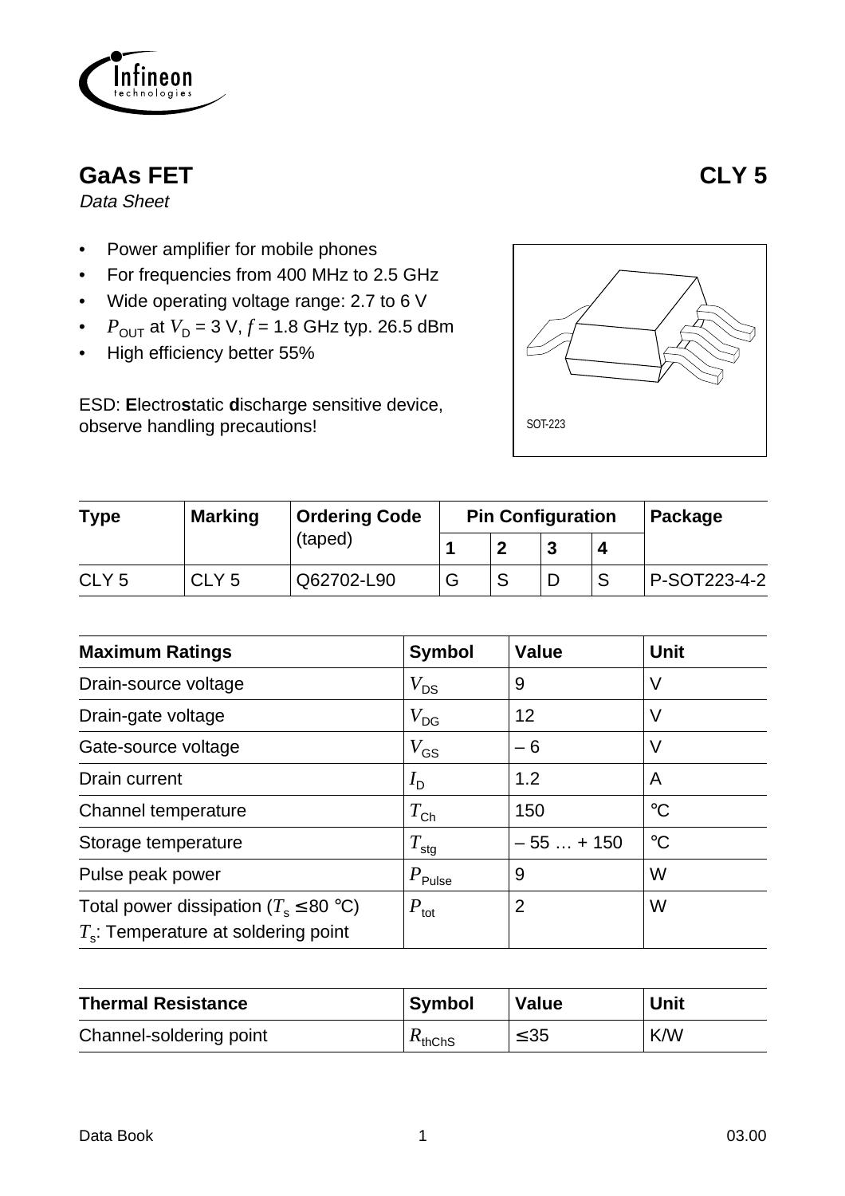# GaAs FET CLY 5

*Data Sheet*

- Power amplifier for mobile phones
- For frequencies from 400 MHz to 2.5 GHz
- Wide operating voltage range: 2.7 to 6 V
- $P_{OUT}$ at $V_D$ = 3 V, $f$ = 1.8 GHz typ. 26.5 dBm
- High efficiency better 55%

ESD: **E**lectro**s**tatic **d**ischarge sensitive device, observe handling precautions!

SOT-223

| Type | Marking | Ordering Code (taped) | Pin Configuration | | | | Package |
|---|---|---|---|---|---|---|---|
| | | | 1 | 2 | 3 | 4 | |
| CLY 5 | CLY 5 | Q62702-L90 | G | S | D | S | P-SOT223-4-2 |

| Maximum Ratings | Symbol | Value | Unit |
|---|---|---|---|
| Drain-source voltage | $V_{DS}$ | 9 | V |
| Drain-gate voltage | $V_{DG}$ | 12 | V |
| Gate-source voltage | $V_{GS}$ | – 6 | V |
| Drain current | $I_D$ | 1.2 | A |
| Channel temperature | $T_{Ch}$ | 150 | °C |
| Storage temperature | $T_{stg}$ | – 55 … + 150 | °C |
| Pulse peak power | $P_{Pulse}$ | 9 | W |
| Total power dissipation ($T_s$ ≤ 80 °C) $T_s$: Temperature at soldering point | $P_{tot}$ | 2 | W |

| Thermal Resistance | Symbol | Value | Unit |
|---|---|---|---|
| Channel-soldering point | $R_{thChS}$ | ≤ 35 | K/W |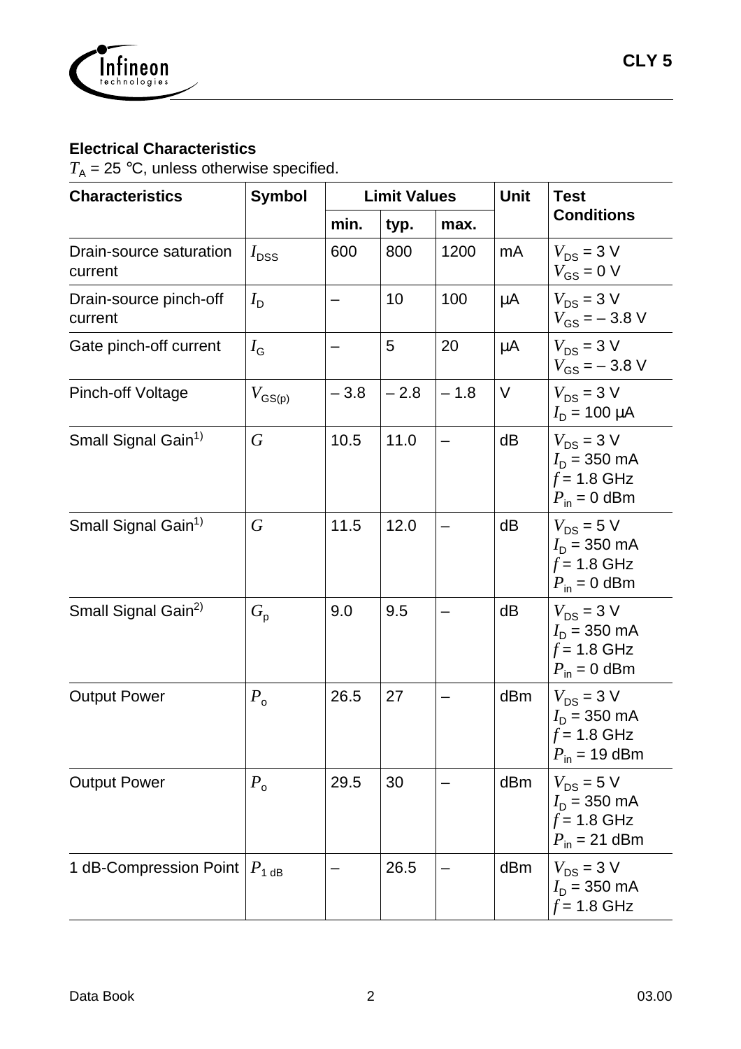## Electrical Characteristics

$T_A$ = 25 °C, unless otherwise specified.

| Characteristics | Symbol | Limit Values | | | Unit | Test Conditions |
|---|---|---|---|---|---|---|
| | | min. | typ. | max. | | |
| Drain-source saturation current | $I_{DSS}$ | 600 | 800 | 1200 | mA | $V_{DS}$ = 3 V<br>$V_{GS}$ = 0 V |
| Drain-source pinch-off current | $I_D$ | – | 10 | 100 | µA | $V_{DS}$ = 3 V<br>$V_{GS}$ = – 3.8 V |
| Gate pinch-off current | $I_G$ | – | 5 | 20 | µA | $V_{DS}$ = 3 V<br>$V_{GS}$ = – 3.8 V |
| Pinch-off Voltage | $V_{GS(p)}$ | – 3.8 | – 2.8 | – 1.8 | V | $V_{DS}$ = 3 V<br>$I_D$ = 100 µA |
| Small Signal Gain[1)] | $G$ | 10.5 | 11.0 | – | dB | $V_{DS}$ = 3 V<br>$I_D$ = 350 mA<br>$f$ = 1.8 GHz<br>$P_{in}$ = 0 dBm |
| Small Signal Gain[1)] | $G$ | 11.5 | 12.0 | – | dB | $V_{DS}$ = 5 V<br>$I_D$ = 350 mA<br>$f$ = 1.8 GHz<br>$P_{in}$ = 0 dBm |
| Small Signal Gain[2)] | $G_p$ | 9.0 | 9.5 | – | dB | $V_{DS}$ = 3 V<br>$I_D$ = 350 mA<br>$f$ = 1.8 GHz<br>$P_{in}$ = 0 dBm |
| Output Power | $P_o$ | 26.5 | 27 | – | dBm | $V_{DS}$ = 3 V<br>$I_D$ = 350 mA<br>$f$ = 1.8 GHz<br>$P_{in}$ = 19 dBm |
| Output Power | $P_o$ | 29.5 | 30 | – | dBm | $V_{DS}$ = 5 V<br>$I_D$ = 350 mA<br>$f$ = 1.8 GHz<br>$P_{in}$ = 21 dBm |
| 1 dB-Compression Point | $P_{1\,dB}$ | – | 26.5 | – | dBm | $V_{DS}$ = 3 V<br>$I_D$ = 350 mA<br>$f$ = 1.8 GHz |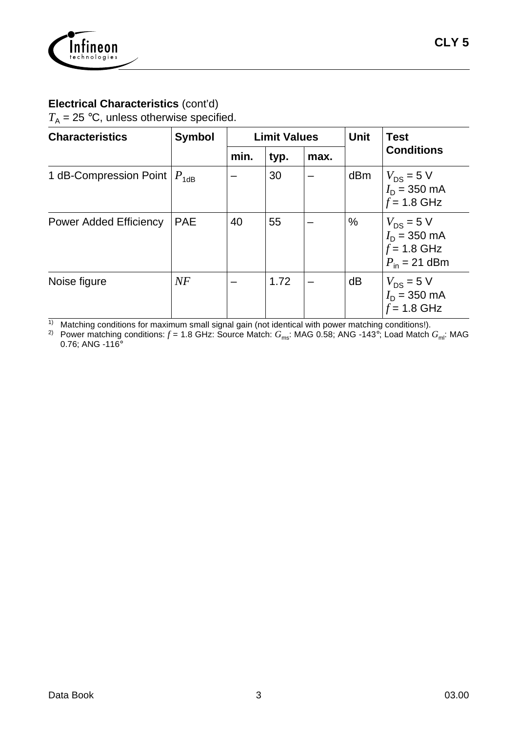**Electrical Characteristics** (cont'd)

$T_A$ = 25 °C, unless otherwise specified.

| Characteristics | Symbol | Limit Values | | | Unit | Test Conditions |
|---|---|---|---|---|---|---|
| | | min. | typ. | max. | | |
| 1 dB-Compression Point | $P_{1dB}$ | – | 30 | – | dBm | $V_{DS}$ = 5 V<br>$I_D$ = 350 mA<br>$f$ = 1.8 GHz |
| Power Added Efficiency | PAE | 40 | 55 | – | % | $V_{DS}$ = 5 V<br>$I_D$ = 350 mA<br>$f$ = 1.8 GHz<br>$P_{in}$ = 21 dBm |
| Noise figure | $NF$ | – | 1.72 | – | dB | $V_{DS}$ = 5 V<br>$I_D$ = 350 mA<br>$f$ = 1.8 GHz |

[1] Matching conditions for maximum small signal gain (not identical with power matching conditions!).

[2] Power matching conditions: $f$ = 1.8 GHz: Source Match: $G_{ms}$: MAG 0.58; ANG -143°; Load Match $G_{ml}$: MAG 0.76; ANG -116°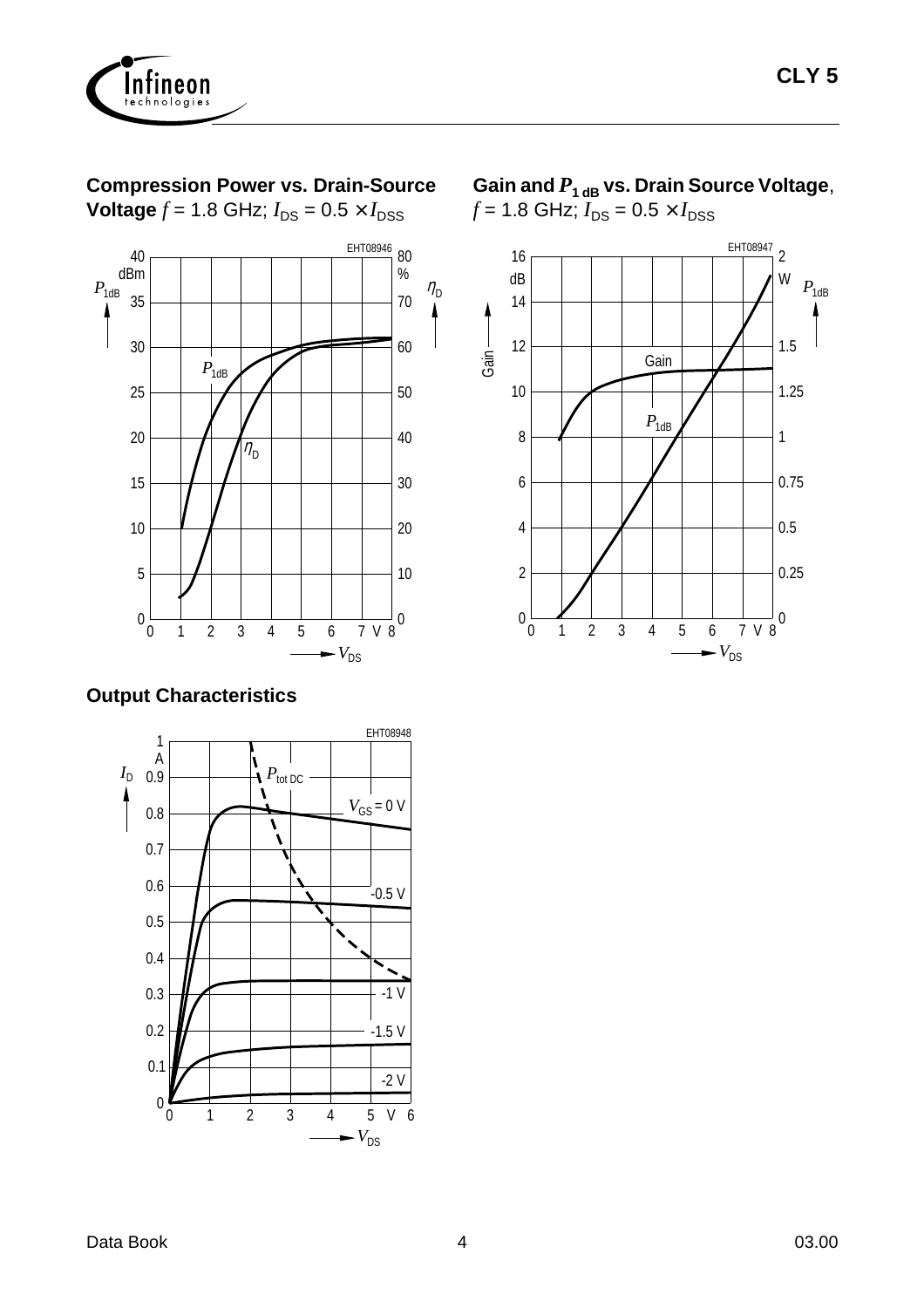**Compression Power vs. Drain-Source Voltage** $f$ = 1.8 GHz; $I_{DS}$ = 0.5 × $I_{DSS}$

**Gain and $P_{1\,dB}$ vs. Drain Source Voltage**, $f$ = 1.8 GHz; $I_{DS}$ = 0.5 × $I_{DSS}$

**Output Characteristics**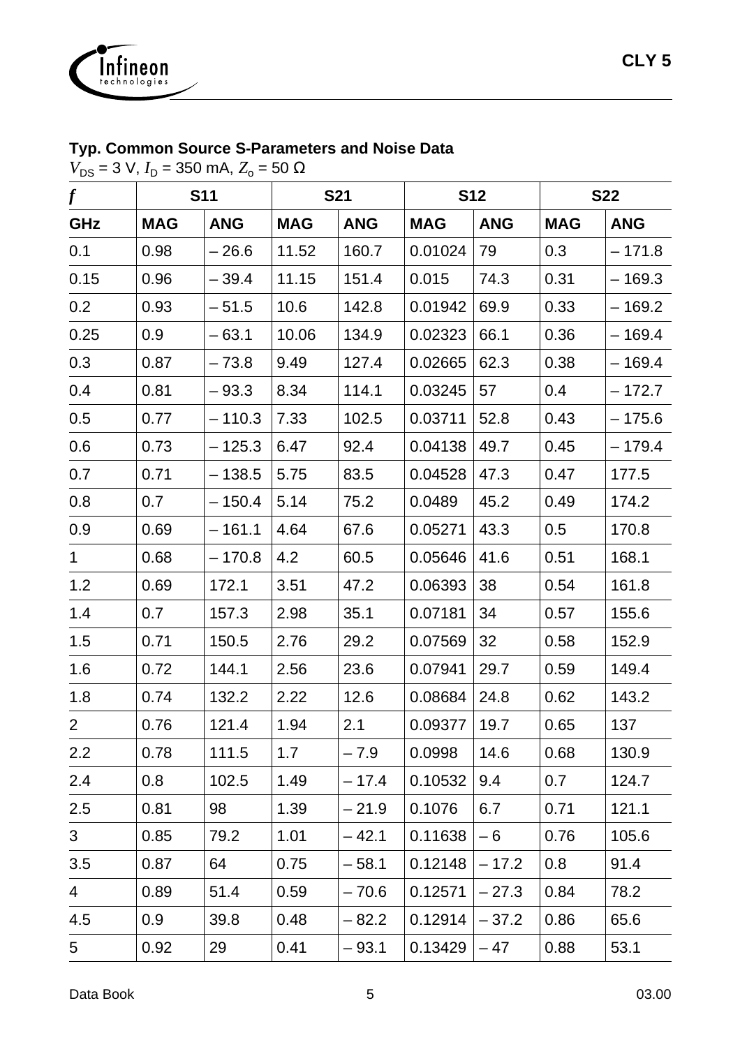**Typ. Common Source S-Parameters and Noise Data**

$V_{DS}$ = 3 V, $I_D$ = 350 mA, $Z_o$ = 50 Ω

| *f* | S11 | | S21 | | S12 | | S22 | |
|---|---|---|---|---|---|---|---|---|
| **GHz** | **MAG** | **ANG** | **MAG** | **ANG** | **MAG** | **ANG** | **MAG** | **ANG** |
| 0.1 | 0.98 | – 26.6 | 11.52 | 160.7 | 0.01024 | 79 | 0.3 | – 171.8 |
| 0.15 | 0.96 | – 39.4 | 11.15 | 151.4 | 0.015 | 74.3 | 0.31 | – 169.3 |
| 0.2 | 0.93 | – 51.5 | 10.6 | 142.8 | 0.01942 | 69.9 | 0.33 | – 169.2 |
| 0.25 | 0.9 | – 63.1 | 10.06 | 134.9 | 0.02323 | 66.1 | 0.36 | – 169.4 |
| 0.3 | 0.87 | – 73.8 | 9.49 | 127.4 | 0.02665 | 62.3 | 0.38 | – 169.4 |
| 0.4 | 0.81 | – 93.3 | 8.34 | 114.1 | 0.03245 | 57 | 0.4 | – 172.7 |
| 0.5 | 0.77 | – 110.3 | 7.33 | 102.5 | 0.03711 | 52.8 | 0.43 | – 175.6 |
| 0.6 | 0.73 | – 125.3 | 6.47 | 92.4 | 0.04138 | 49.7 | 0.45 | – 179.4 |
| 0.7 | 0.71 | – 138.5 | 5.75 | 83.5 | 0.04528 | 47.3 | 0.47 | 177.5 |
| 0.8 | 0.7 | – 150.4 | 5.14 | 75.2 | 0.0489 | 45.2 | 0.49 | 174.2 |
| 0.9 | 0.69 | – 161.1 | 4.64 | 67.6 | 0.05271 | 43.3 | 0.5 | 170.8 |
| 1 | 0.68 | – 170.8 | 4.2 | 60.5 | 0.05646 | 41.6 | 0.51 | 168.1 |
| 1.2 | 0.69 | 172.1 | 3.51 | 47.2 | 0.06393 | 38 | 0.54 | 161.8 |
| 1.4 | 0.7 | 157.3 | 2.98 | 35.1 | 0.07181 | 34 | 0.57 | 155.6 |
| 1.5 | 0.71 | 150.5 | 2.76 | 29.2 | 0.07569 | 32 | 0.58 | 152.9 |
| 1.6 | 0.72 | 144.1 | 2.56 | 23.6 | 0.07941 | 29.7 | 0.59 | 149.4 |
| 1.8 | 0.74 | 132.2 | 2.22 | 12.6 | 0.08684 | 24.8 | 0.62 | 143.2 |
| 2 | 0.76 | 121.4 | 1.94 | 2.1 | 0.09377 | 19.7 | 0.65 | 137 |
| 2.2 | 0.78 | 111.5 | 1.7 | – 7.9 | 0.0998 | 14.6 | 0.68 | 130.9 |
| 2.4 | 0.8 | 102.5 | 1.49 | – 17.4 | 0.10532 | 9.4 | 0.7 | 124.7 |
| 2.5 | 0.81 | 98 | 1.39 | – 21.9 | 0.1076 | 6.7 | 0.71 | 121.1 |
| 3 | 0.85 | 79.2 | 1.01 | – 42.1 | 0.11638 | – 6 | 0.76 | 105.6 |
| 3.5 | 0.87 | 64 | 0.75 | – 58.1 | 0.12148 | – 17.2 | 0.8 | 91.4 |
| 4 | 0.89 | 51.4 | 0.59 | – 70.6 | 0.12571 | – 27.3 | 0.84 | 78.2 |
| 4.5 | 0.9 | 39.8 | 0.48 | – 82.2 | 0.12914 | – 37.2 | 0.86 | 65.6 |
| 5 | 0.92 | 29 | 0.41 | – 93.1 | 0.13429 | – 47 | 0.88 | 53.1 |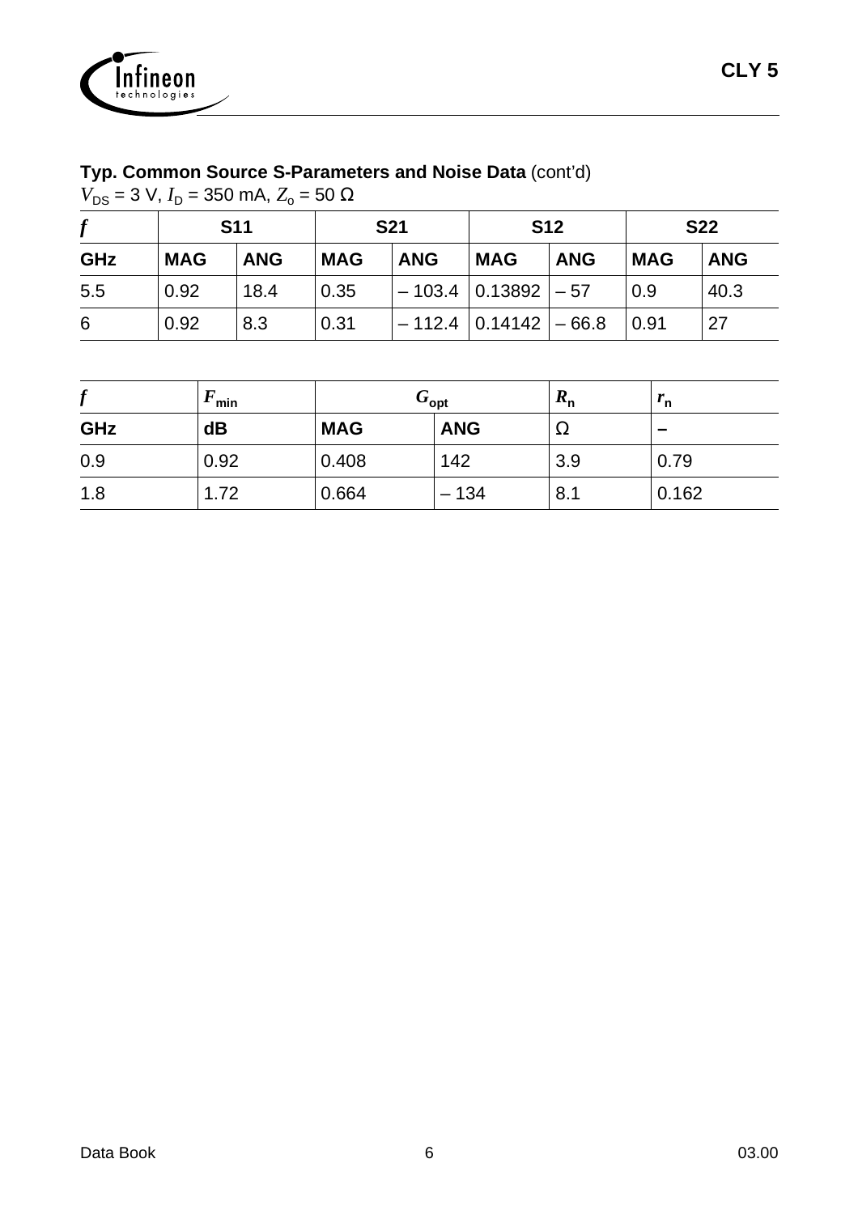**Typ. Common Source S-Parameters and Noise Data** (cont'd)

$V_{DS}$ = 3 V, $I_D$ = 350 mA, $Z_o$ = 50 Ω

| $f$ | S11 | | S21 | | S12 | | S22 | |
|---|---|---|---|---|---|---|---|---|
| **GHz** | **MAG** | **ANG** | **MAG** | **ANG** | **MAG** | **ANG** | **MAG** | **ANG** |
| 5.5 | 0.92 | 18.4 | 0.35 | – 103.4 | 0.13892 | – 57 | 0.9 | 40.3 |
| 6 | 0.92 | 8.3 | 0.31 | – 112.4 | 0.14142 | – 66.8 | 0.91 | 27 |

| $f$ | $F_{min}$ | $G_{opt}$ | | $R_n$ | $r_n$ |
|---|---|---|---|---|---|
| **GHz** | **dB** | **MAG** | **ANG** | Ω | – |
| 0.9 | 0.92 | 0.408 | 142 | 3.9 | 0.79 |
| 1.8 | 1.72 | 0.664 | – 134 | 8.1 | 0.162 |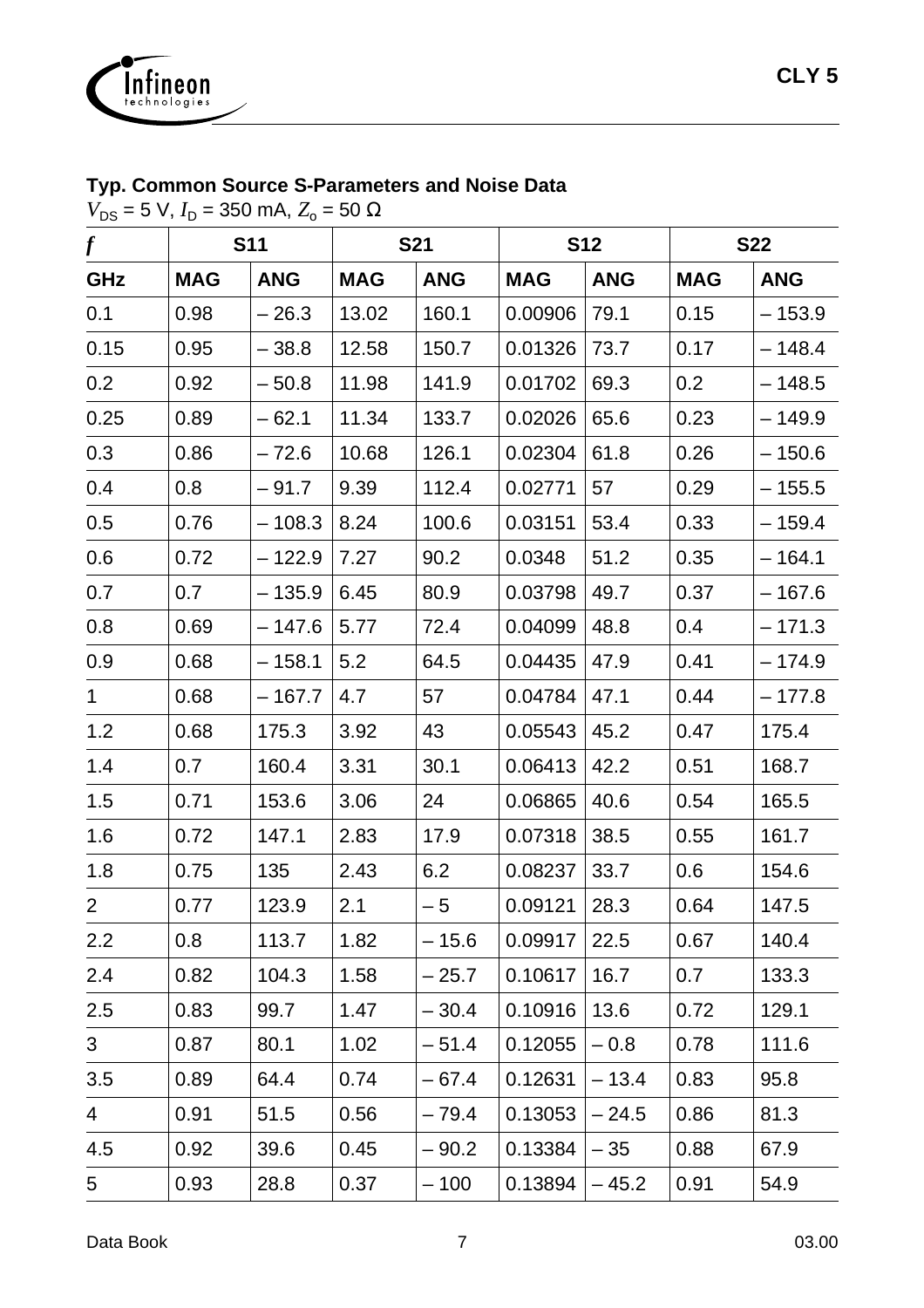## Typ. Common Source S-Parameters and Noise Data

$V_{DS}$ = 5 V, $I_D$ = 350 mA, $Z_o$ = 50 Ω

| *f* | S11 | | S21 | | S12 | | S22 | |
|---|---|---|---|---|---|---|---|---|
| **GHz** | **MAG** | **ANG** | **MAG** | **ANG** | **MAG** | **ANG** | **MAG** | **ANG** |
| 0.1 | 0.98 | – 26.3 | 13.02 | 160.1 | 0.00906 | 79.1 | 0.15 | – 153.9 |
| 0.15 | 0.95 | – 38.8 | 12.58 | 150.7 | 0.01326 | 73.7 | 0.17 | – 148.4 |
| 0.2 | 0.92 | – 50.8 | 11.98 | 141.9 | 0.01702 | 69.3 | 0.2 | – 148.5 |
| 0.25 | 0.89 | – 62.1 | 11.34 | 133.7 | 0.02026 | 65.6 | 0.23 | – 149.9 |
| 0.3 | 0.86 | – 72.6 | 10.68 | 126.1 | 0.02304 | 61.8 | 0.26 | – 150.6 |
| 0.4 | 0.8 | – 91.7 | 9.39 | 112.4 | 0.02771 | 57 | 0.29 | – 155.5 |
| 0.5 | 0.76 | – 108.3 | 8.24 | 100.6 | 0.03151 | 53.4 | 0.33 | – 159.4 |
| 0.6 | 0.72 | – 122.9 | 7.27 | 90.2 | 0.0348 | 51.2 | 0.35 | – 164.1 |
| 0.7 | 0.7 | – 135.9 | 6.45 | 80.9 | 0.03798 | 49.7 | 0.37 | – 167.6 |
| 0.8 | 0.69 | – 147.6 | 5.77 | 72.4 | 0.04099 | 48.8 | 0.4 | – 171.3 |
| 0.9 | 0.68 | – 158.1 | 5.2 | 64.5 | 0.04435 | 47.9 | 0.41 | – 174.9 |
| 1 | 0.68 | – 167.7 | 4.7 | 57 | 0.04784 | 47.1 | 0.44 | – 177.8 |
| 1.2 | 0.68 | 175.3 | 3.92 | 43 | 0.05543 | 45.2 | 0.47 | 175.4 |
| 1.4 | 0.7 | 160.4 | 3.31 | 30.1 | 0.06413 | 42.2 | 0.51 | 168.7 |
| 1.5 | 0.71 | 153.6 | 3.06 | 24 | 0.06865 | 40.6 | 0.54 | 165.5 |
| 1.6 | 0.72 | 147.1 | 2.83 | 17.9 | 0.07318 | 38.5 | 0.55 | 161.7 |
| 1.8 | 0.75 | 135 | 2.43 | 6.2 | 0.08237 | 33.7 | 0.6 | 154.6 |
| 2 | 0.77 | 123.9 | 2.1 | – 5 | 0.09121 | 28.3 | 0.64 | 147.5 |
| 2.2 | 0.8 | 113.7 | 1.82 | – 15.6 | 0.09917 | 22.5 | 0.67 | 140.4 |
| 2.4 | 0.82 | 104.3 | 1.58 | – 25.7 | 0.10617 | 16.7 | 0.7 | 133.3 |
| 2.5 | 0.83 | 99.7 | 1.47 | – 30.4 | 0.10916 | 13.6 | 0.72 | 129.1 |
| 3 | 0.87 | 80.1 | 1.02 | – 51.4 | 0.12055 | – 0.8 | 0.78 | 111.6 |
| 3.5 | 0.89 | 64.4 | 0.74 | – 67.4 | 0.12631 | – 13.4 | 0.83 | 95.8 |
| 4 | 0.91 | 51.5 | 0.56 | – 79.4 | 0.13053 | – 24.5 | 0.86 | 81.3 |
| 4.5 | 0.92 | 39.6 | 0.45 | – 90.2 | 0.13384 | – 35 | 0.88 | 67.9 |
| 5 | 0.93 | 28.8 | 0.37 | – 100 | 0.13894 | – 45.2 | 0.91 | 54.9 |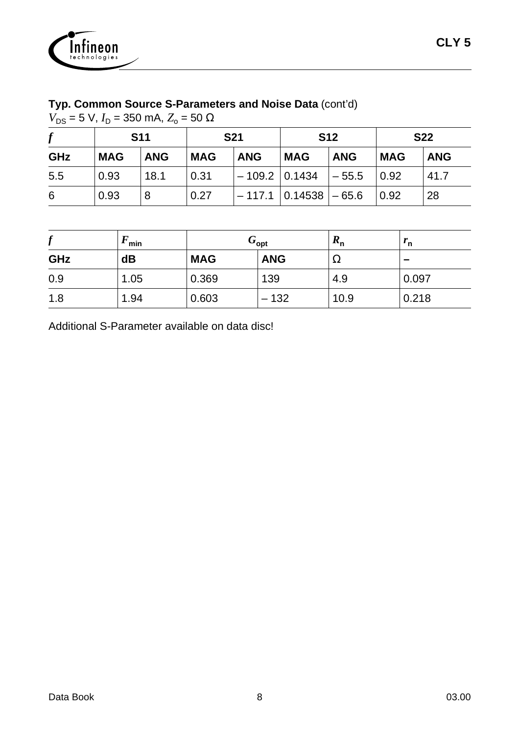**Typ. Common Source S-Parameters and Noise Data** (cont'd)
$V_{DS}$ = 5 V, $I_D$ = 350 mA, $Z_o$ = 50 Ω

| *f* | S11 | | S21 | | S12 | | S22 | |
|---|---|---|---|---|---|---|---|---|
| **GHz** | **MAG** | **ANG** | **MAG** | **ANG** | **MAG** | **ANG** | **MAG** | **ANG** |
| 5.5 | 0.93 | 18.1 | 0.31 | – 109.2 | 0.1434 | – 55.5 | 0.92 | 41.7 |
| 6 | 0.93 | 8 | 0.27 | – 117.1 | 0.14538 | – 65.6 | 0.92 | 28 |

| *f* | $F_{min}$ | $G_{opt}$ | | $R_n$ | $r_n$ |
|---|---|---|---|---|---|
| **GHz** | **dB** | **MAG** | **ANG** | Ω | **–** |
| 0.9 | 1.05 | 0.369 | 139 | 4.9 | 0.097 |
| 1.8 | 1.94 | 0.603 | – 132 | 10.9 | 0.218 |

Additional S-Parameter available on data disc!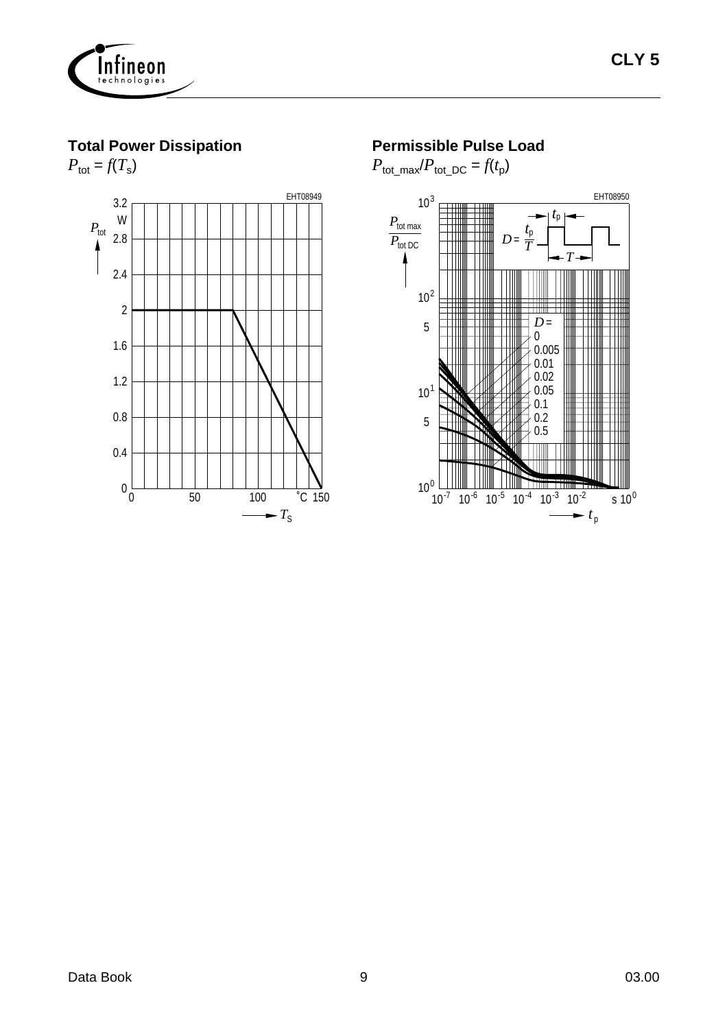## Total Power Dissipation

$P_{tot} = f(T_S)$

EHT08949

$P_{tot}$ (W): 0, 0.4, 0.8, 1.2, 1.6, 2, 2.4, 2.8, 3.2

$T_S$ (˚C): 0, 50, 100, 150

## Permissible Pulse Load

$P_{tot\_max}/P_{tot\_DC} = f(t_p)$

EHT08950

$\frac{P_{tot\,max}}{P_{tot\,DC}}$: $10^0$, 5, $10^1$, 5, $10^2$, $10^3$

$D = \frac{t_p}{T}$

$D$ = 0, 0.005, 0.01, 0.02, 0.05, 0.1, 0.2, 0.5

$t_p$ (s): $10^{-7}$, $10^{-6}$, $10^{-5}$, $10^{-4}$, $10^{-3}$, $10^{-2}$, $10^0$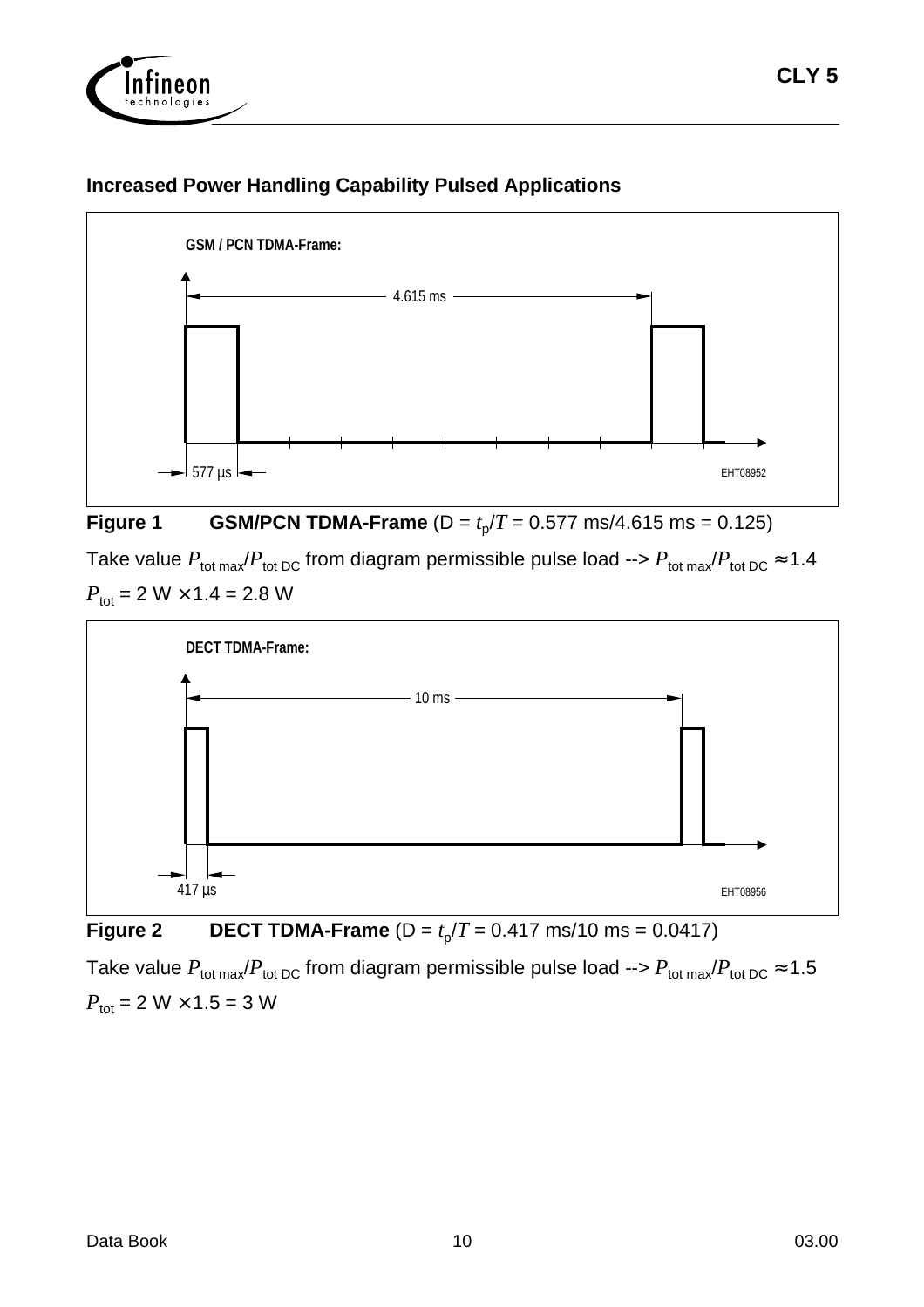## Increased Power Handling Capability Pulsed Applications

**Figure 1 GSM/PCN TDMA-Frame** (D = $t_p/T$ = 0.577 ms/4.615 ms = 0.125)

Take value $P_{tot\ max}/P_{tot\ DC}$ from diagram permissible pulse load --> $P_{tot\ max}/P_{tot\ DC} \approx 1.4$

$P_{tot}$ = 2 W × 1.4 = 2.8 W

**Figure 2 DECT TDMA-Frame** (D = $t_p/T$ = 0.417 ms/10 ms = 0.0417)

Take value $P_{tot\ max}/P_{tot\ DC}$ from diagram permissible pulse load --> $P_{tot\ max}/P_{tot\ DC} \approx 1.5$

$P_{tot}$ = 2 W × 1.5 = 3 W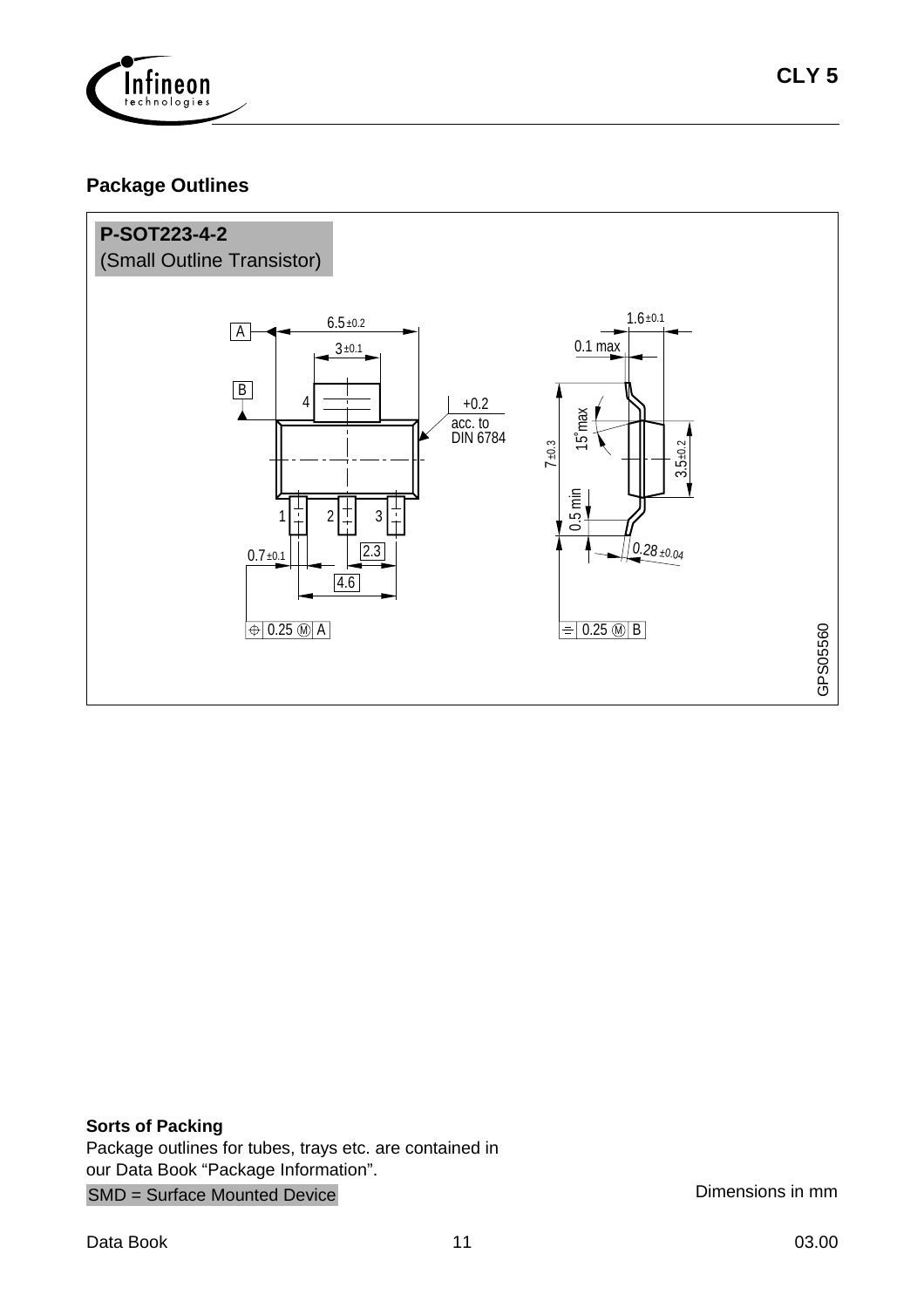## Package Outlines

**P-SOT223-4-2**
(Small Outline Transistor)

A
B
6.5±0.2
3±0.1
4
+0.2
acc. to
DIN 6784
1
2
3
0.7±0.1
2.3
4.6
⊕ 0.25 Ⓜ A
1.6±0.1
0.1 max
15° max
7±0.3
3.5±0.2
0.5 min
0.28±0.04
⌯ 0.25 Ⓜ B
GPS05560

**Sorts of Packing**
Package outlines for tubes, trays etc. are contained in our Data Book “Package Information”.

SMD = Surface Mounted Device

Dimensions in mm